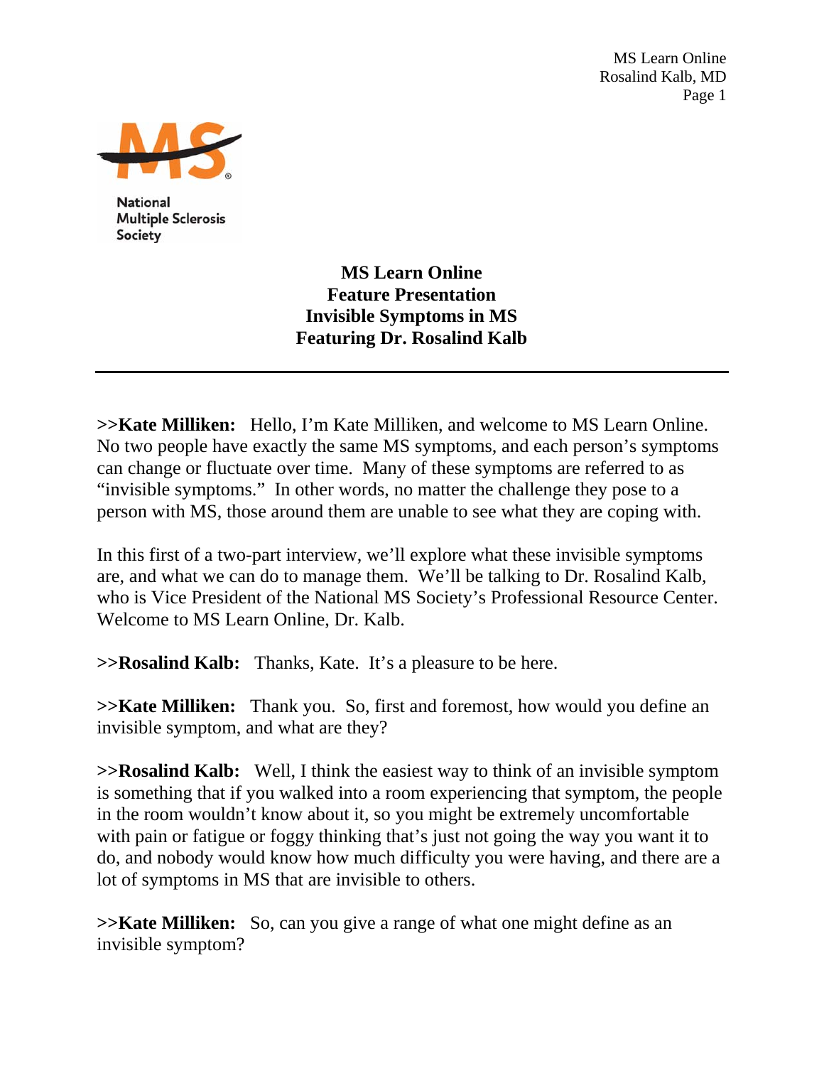National Multiple Sclerosis Society

# MS Learn Online
## Feature Presentation
## Invisible Symptoms in MS
## Featuring Dr. Rosalind Kalb

---

**>>Kate Milliken:** Hello, I'm Kate Milliken, and welcome to MS Learn Online. No two people have exactly the same MS symptoms, and each person's symptoms can change or fluctuate over time. Many of these symptoms are referred to as "invisible symptoms." In other words, no matter the challenge they pose to a person with MS, those around them are unable to see what they are coping with.

In this first of a two-part interview, we'll explore what these invisible symptoms are, and what we can do to manage them. We'll be talking to Dr. Rosalind Kalb, who is Vice President of the National MS Society's Professional Resource Center. Welcome to MS Learn Online, Dr. Kalb.

**>>Rosalind Kalb:** Thanks, Kate. It's a pleasure to be here.

**>>Kate Milliken:** Thank you. So, first and foremost, how would you define an invisible symptom, and what are they?

**>>Rosalind Kalb:** Well, I think the easiest way to think of an invisible symptom is something that if you walked into a room experiencing that symptom, the people in the room wouldn't know about it, so you might be extremely uncomfortable with pain or fatigue or foggy thinking that's just not going the way you want it to do, and nobody would know how much difficulty you were having, and there are a lot of symptoms in MS that are invisible to others.

**>>Kate Milliken:** So, can you give a range of what one might define as an invisible symptom?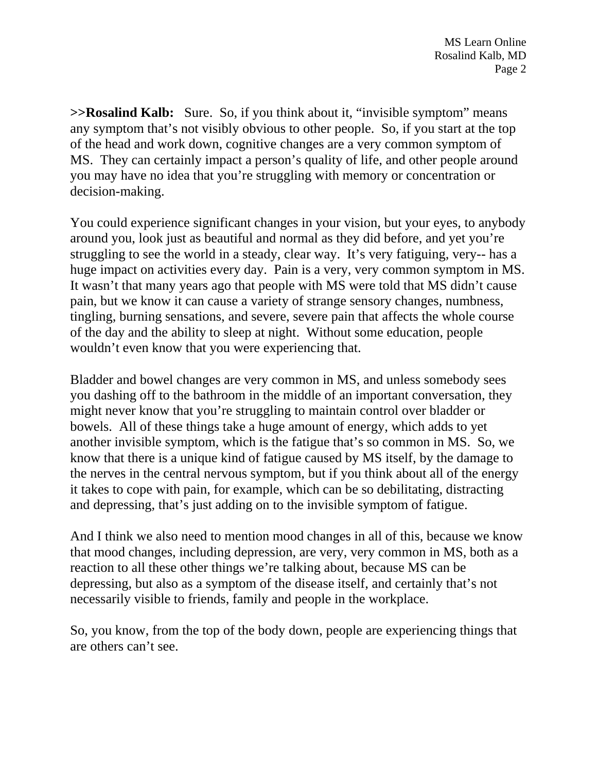**>>Rosalind Kalb:** Sure. So, if you think about it, "invisible symptom" means any symptom that's not visibly obvious to other people. So, if you start at the top of the head and work down, cognitive changes are a very common symptom of MS. They can certainly impact a person's quality of life, and other people around you may have no idea that you're struggling with memory or concentration or decision-making.

You could experience significant changes in your vision, but your eyes, to anybody around you, look just as beautiful and normal as they did before, and yet you're struggling to see the world in a steady, clear way. It's very fatiguing, very-- has a huge impact on activities every day. Pain is a very, very common symptom in MS. It wasn't that many years ago that people with MS were told that MS didn't cause pain, but we know it can cause a variety of strange sensory changes, numbness, tingling, burning sensations, and severe, severe pain that affects the whole course of the day and the ability to sleep at night. Without some education, people wouldn't even know that you were experiencing that.

Bladder and bowel changes are very common in MS, and unless somebody sees you dashing off to the bathroom in the middle of an important conversation, they might never know that you're struggling to maintain control over bladder or bowels. All of these things take a huge amount of energy, which adds to yet another invisible symptom, which is the fatigue that's so common in MS. So, we know that there is a unique kind of fatigue caused by MS itself, by the damage to the nerves in the central nervous symptom, but if you think about all of the energy it takes to cope with pain, for example, which can be so debilitating, distracting and depressing, that's just adding on to the invisible symptom of fatigue.

And I think we also need to mention mood changes in all of this, because we know that mood changes, including depression, are very, very common in MS, both as a reaction to all these other things we're talking about, because MS can be depressing, but also as a symptom of the disease itself, and certainly that's not necessarily visible to friends, family and people in the workplace.

So, you know, from the top of the body down, people are experiencing things that are others can't see.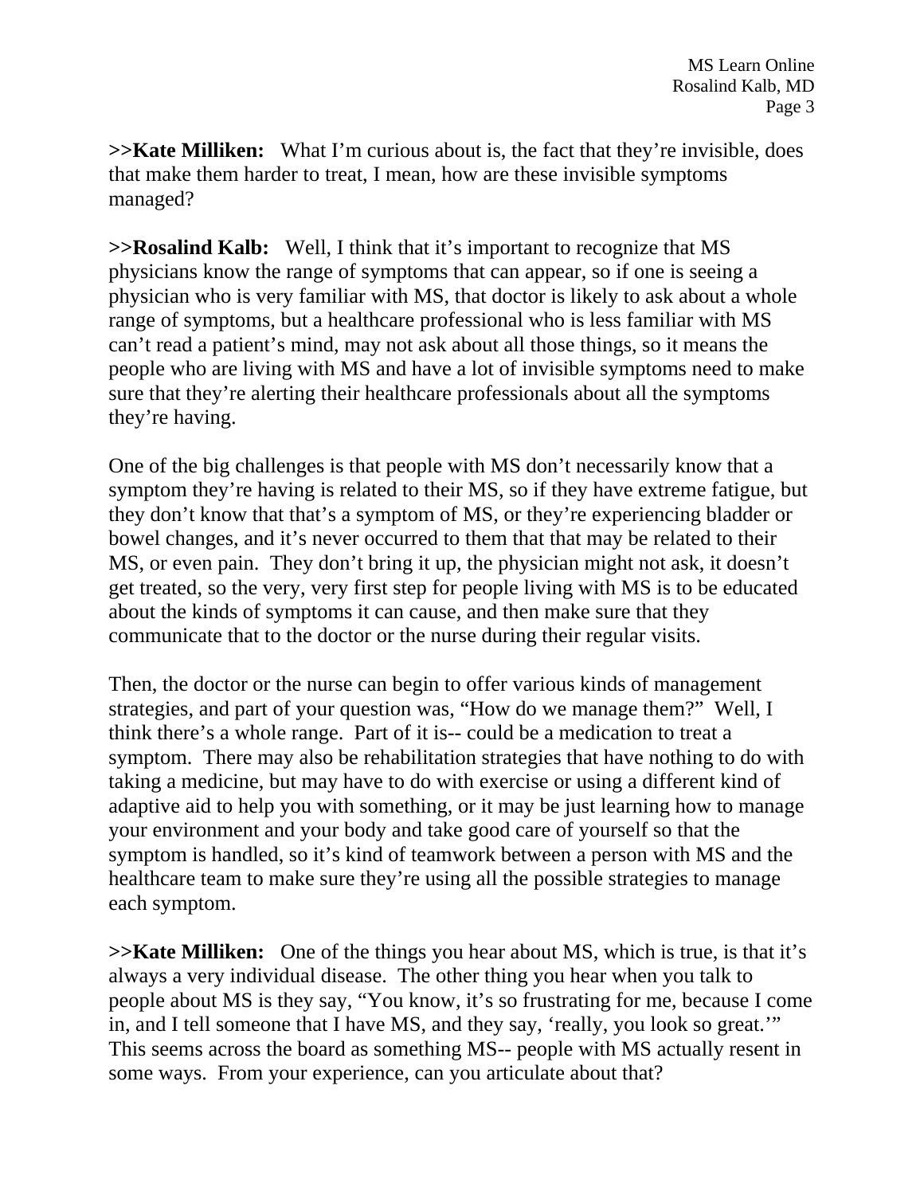**>>Kate Milliken:** What I'm curious about is, the fact that they're invisible, does that make them harder to treat, I mean, how are these invisible symptoms managed?

**>>Rosalind Kalb:** Well, I think that it's important to recognize that MS physicians know the range of symptoms that can appear, so if one is seeing a physician who is very familiar with MS, that doctor is likely to ask about a whole range of symptoms, but a healthcare professional who is less familiar with MS can't read a patient's mind, may not ask about all those things, so it means the people who are living with MS and have a lot of invisible symptoms need to make sure that they're alerting their healthcare professionals about all the symptoms they're having.

One of the big challenges is that people with MS don't necessarily know that a symptom they're having is related to their MS, so if they have extreme fatigue, but they don't know that that's a symptom of MS, or they're experiencing bladder or bowel changes, and it's never occurred to them that that may be related to their MS, or even pain. They don't bring it up, the physician might not ask, it doesn't get treated, so the very, very first step for people living with MS is to be educated about the kinds of symptoms it can cause, and then make sure that they communicate that to the doctor or the nurse during their regular visits.

Then, the doctor or the nurse can begin to offer various kinds of management strategies, and part of your question was, "How do we manage them?" Well, I think there's a whole range. Part of it is-- could be a medication to treat a symptom. There may also be rehabilitation strategies that have nothing to do with taking a medicine, but may have to do with exercise or using a different kind of adaptive aid to help you with something, or it may be just learning how to manage your environment and your body and take good care of yourself so that the symptom is handled, so it's kind of teamwork between a person with MS and the healthcare team to make sure they're using all the possible strategies to manage each symptom.

**>>Kate Milliken:** One of the things you hear about MS, which is true, is that it's always a very individual disease. The other thing you hear when you talk to people about MS is they say, "You know, it's so frustrating for me, because I come in, and I tell someone that I have MS, and they say, 'really, you look so great.'" This seems across the board as something MS-- people with MS actually resent in some ways. From your experience, can you articulate about that?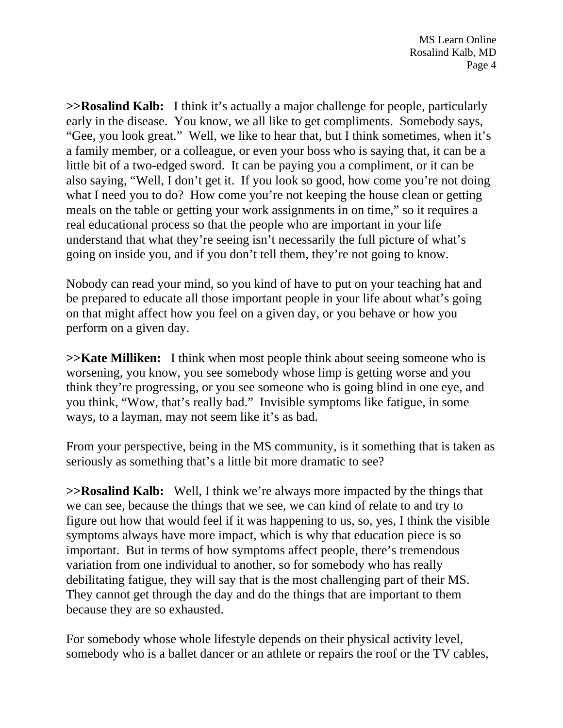**>>Rosalind Kalb:** I think it's actually a major challenge for people, particularly early in the disease. You know, we all like to get compliments. Somebody says, "Gee, you look great." Well, we like to hear that, but I think sometimes, when it's a family member, or a colleague, or even your boss who is saying that, it can be a little bit of a two-edged sword. It can be paying you a compliment, or it can be also saying, "Well, I don't get it. If you look so good, how come you're not doing what I need you to do? How come you're not keeping the house clean or getting meals on the table or getting your work assignments in on time," so it requires a real educational process so that the people who are important in your life understand that what they're seeing isn't necessarily the full picture of what's going on inside you, and if you don't tell them, they're not going to know.

Nobody can read your mind, so you kind of have to put on your teaching hat and be prepared to educate all those important people in your life about what's going on that might affect how you feel on a given day, or you behave or how you perform on a given day.

**>>Kate Milliken:** I think when most people think about seeing someone who is worsening, you know, you see somebody whose limp is getting worse and you think they're progressing, or you see someone who is going blind in one eye, and you think, "Wow, that's really bad." Invisible symptoms like fatigue, in some ways, to a layman, may not seem like it's as bad.

From your perspective, being in the MS community, is it something that is taken as seriously as something that's a little bit more dramatic to see?

**>>Rosalind Kalb:** Well, I think we're always more impacted by the things that we can see, because the things that we see, we can kind of relate to and try to figure out how that would feel if it was happening to us, so, yes, I think the visible symptoms always have more impact, which is why that education piece is so important. But in terms of how symptoms affect people, there's tremendous variation from one individual to another, so for somebody who has really debilitating fatigue, they will say that is the most challenging part of their MS. They cannot get through the day and do the things that are important to them because they are so exhausted.

For somebody whose whole lifestyle depends on their physical activity level, somebody who is a ballet dancer or an athlete or repairs the roof or the TV cables,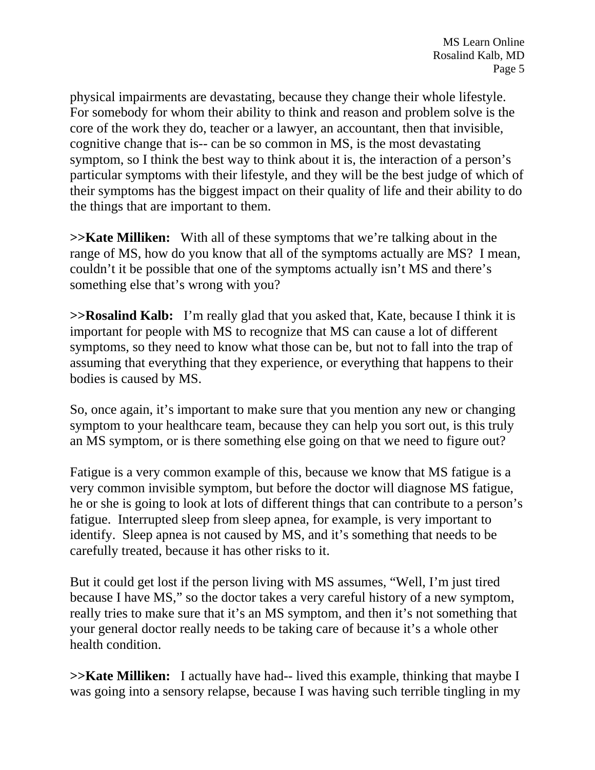physical impairments are devastating, because they change their whole lifestyle. For somebody for whom their ability to think and reason and problem solve is the core of the work they do, teacher or a lawyer, an accountant, then that invisible, cognitive change that is-- can be so common in MS, is the most devastating symptom, so I think the best way to think about it is, the interaction of a person's particular symptoms with their lifestyle, and they will be the best judge of which of their symptoms has the biggest impact on their quality of life and their ability to do the things that are important to them.

**>>Kate Milliken:** With all of these symptoms that we're talking about in the range of MS, how do you know that all of the symptoms actually are MS? I mean, couldn't it be possible that one of the symptoms actually isn't MS and there's something else that's wrong with you?

**>>Rosalind Kalb:** I'm really glad that you asked that, Kate, because I think it is important for people with MS to recognize that MS can cause a lot of different symptoms, so they need to know what those can be, but not to fall into the trap of assuming that everything that they experience, or everything that happens to their bodies is caused by MS.

So, once again, it's important to make sure that you mention any new or changing symptom to your healthcare team, because they can help you sort out, is this truly an MS symptom, or is there something else going on that we need to figure out?

Fatigue is a very common example of this, because we know that MS fatigue is a very common invisible symptom, but before the doctor will diagnose MS fatigue, he or she is going to look at lots of different things that can contribute to a person's fatigue. Interrupted sleep from sleep apnea, for example, is very important to identify. Sleep apnea is not caused by MS, and it's something that needs to be carefully treated, because it has other risks to it.

But it could get lost if the person living with MS assumes, "Well, I'm just tired because I have MS," so the doctor takes a very careful history of a new symptom, really tries to make sure that it's an MS symptom, and then it's not something that your general doctor really needs to be taking care of because it's a whole other health condition.

**>>Kate Milliken:** I actually have had-- lived this example, thinking that maybe I was going into a sensory relapse, because I was having such terrible tingling in my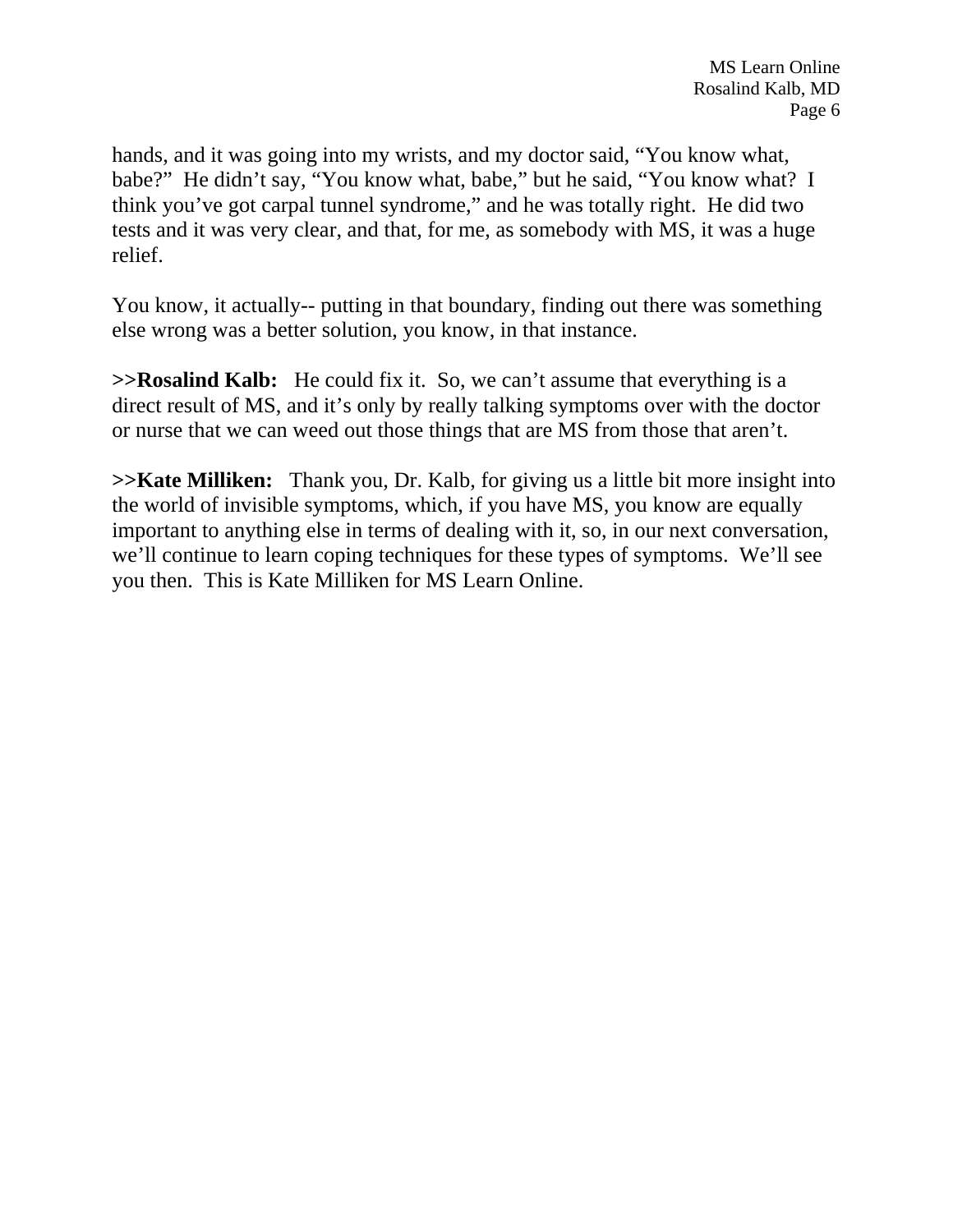hands, and it was going into my wrists, and my doctor said, "You know what, babe?" He didn't say, "You know what, babe," but he said, "You know what? I think you've got carpal tunnel syndrome," and he was totally right. He did two tests and it was very clear, and that, for me, as somebody with MS, it was a huge relief.

You know, it actually-- putting in that boundary, finding out there was something else wrong was a better solution, you know, in that instance.

**>>Rosalind Kalb:** He could fix it. So, we can't assume that everything is a direct result of MS, and it's only by really talking symptoms over with the doctor or nurse that we can weed out those things that are MS from those that aren't.

**>>Kate Milliken:** Thank you, Dr. Kalb, for giving us a little bit more insight into the world of invisible symptoms, which, if you have MS, you know are equally important to anything else in terms of dealing with it, so, in our next conversation, we'll continue to learn coping techniques for these types of symptoms. We'll see you then. This is Kate Milliken for MS Learn Online.